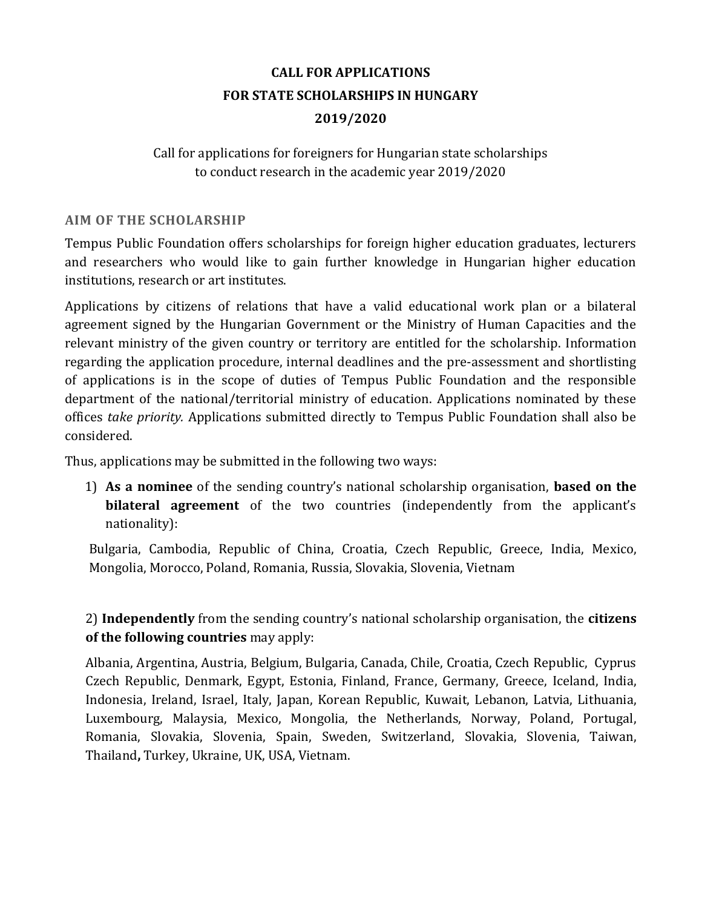# CALL FOR APPLICATIONS
# FOR STATE SCHOLARSHIPS IN HUNGARY
# 2019/2020

Call for applications for foreigners for Hungarian state scholarships to conduct research in the academic year 2019/2020

## AIM OF THE SCHOLARSHIP

Tempus Public Foundation offers scholarships for foreign higher education graduates, lecturers and researchers who would like to gain further knowledge in Hungarian higher education institutions, research or art institutes.

Applications by citizens of relations that have a valid educational work plan or a bilateral agreement signed by the Hungarian Government or the Ministry of Human Capacities and the relevant ministry of the given country or territory are entitled for the scholarship. Information regarding the application procedure, internal deadlines and the pre-assessment and shortlisting of applications is in the scope of duties of Tempus Public Foundation and the responsible department of the national/territorial ministry of education. Applications nominated by these offices *take priority.* Applications submitted directly to Tempus Public Foundation shall also be considered.

Thus, applications may be submitted in the following two ways:

1) **As a nominee** of the sending country's national scholarship organisation, **based on the bilateral agreement** of the two countries (independently from the applicant's nationality):

Bulgaria, Cambodia, Republic of China, Croatia, Czech Republic, Greece, India, Mexico, Mongolia, Morocco, Poland, Romania, Russia, Slovakia, Slovenia, Vietnam

2) **Independently** from the sending country's national scholarship organisation, the **citizens of the following countries** may apply:

Albania, Argentina, Austria, Belgium, Bulgaria, Canada, Chile, Croatia, Czech Republic, Cyprus Czech Republic, Denmark, Egypt, Estonia, Finland, France, Germany, Greece, Iceland, India, Indonesia, Ireland, Israel, Italy, Japan, Korean Republic, Kuwait, Lebanon, Latvia, Lithuania, Luxembourg, Malaysia, Mexico, Mongolia, the Netherlands, Norway, Poland, Portugal, Romania, Slovakia, Slovenia, Spain, Sweden, Switzerland, Slovakia, Slovenia, Taiwan, Thailand**,** Turkey, Ukraine, UK, USA, Vietnam.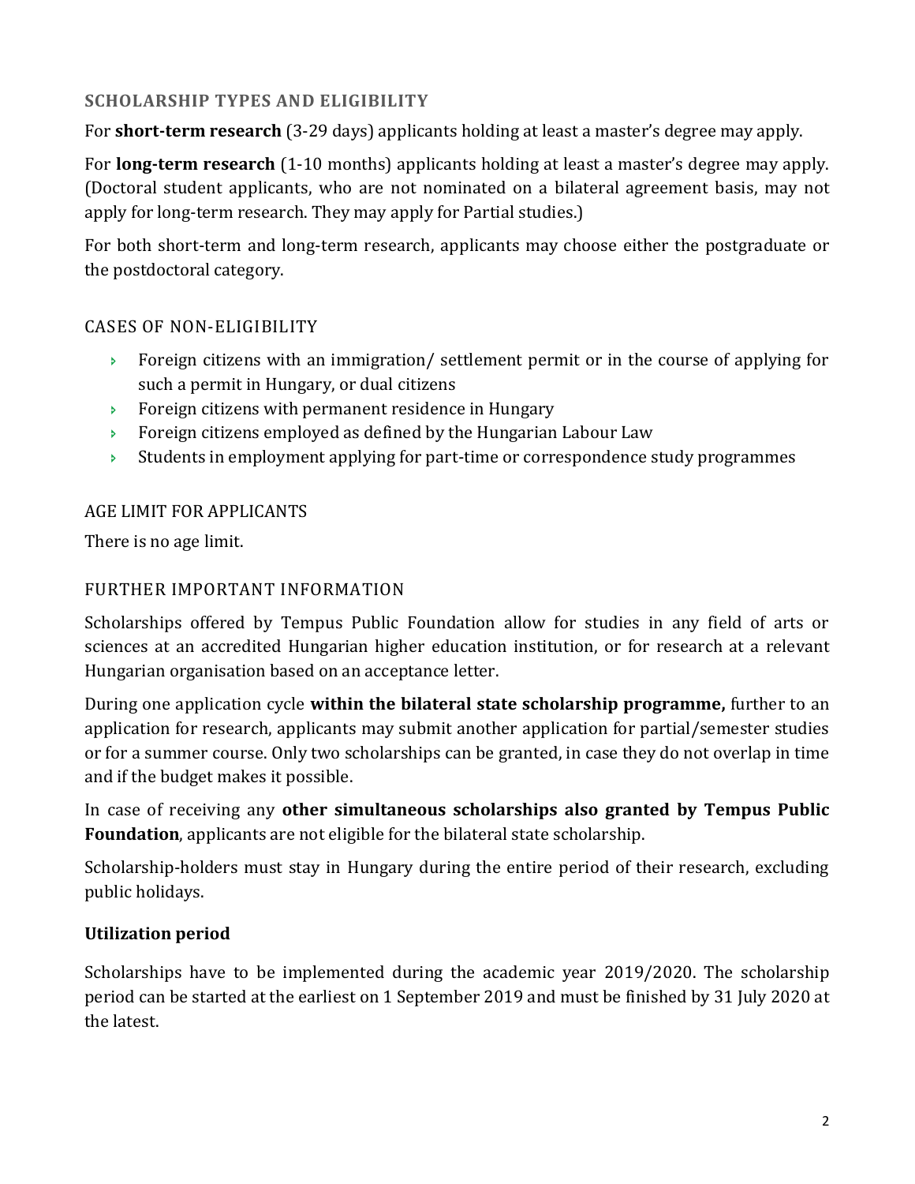## SCHOLARSHIP TYPES AND ELIGIBILITY

For **short-term research** (3-29 days) applicants holding at least a master's degree may apply.

For **long-term research** (1-10 months) applicants holding at least a master's degree may apply. (Doctoral student applicants, who are not nominated on a bilateral agreement basis, may not apply for long-term research. They may apply for Partial studies.)

For both short-term and long-term research, applicants may choose either the postgraduate or the postdoctoral category.

### CASES OF NON-ELIGIBILITY

- Foreign citizens with an immigration/ settlement permit or in the course of applying for such a permit in Hungary, or dual citizens
- Foreign citizens with permanent residence in Hungary
- Foreign citizens employed as defined by the Hungarian Labour Law
- Students in employment applying for part-time or correspondence study programmes

### AGE LIMIT FOR APPLICANTS

There is no age limit.

### FURTHER IMPORTANT INFORMATION

Scholarships offered by Tempus Public Foundation allow for studies in any field of arts or sciences at an accredited Hungarian higher education institution, or for research at a relevant Hungarian organisation based on an acceptance letter.

During one application cycle **within the bilateral state scholarship programme,** further to an application for research, applicants may submit another application for partial/semester studies or for a summer course. Only two scholarships can be granted, in case they do not overlap in time and if the budget makes it possible.

In case of receiving any **other simultaneous scholarships also granted by Tempus Public Foundation**, applicants are not eligible for the bilateral state scholarship.

Scholarship-holders must stay in Hungary during the entire period of their research, excluding public holidays.

### Utilization period

Scholarships have to be implemented during the academic year 2019/2020. The scholarship period can be started at the earliest on 1 September 2019 and must be finished by 31 July 2020 at the latest.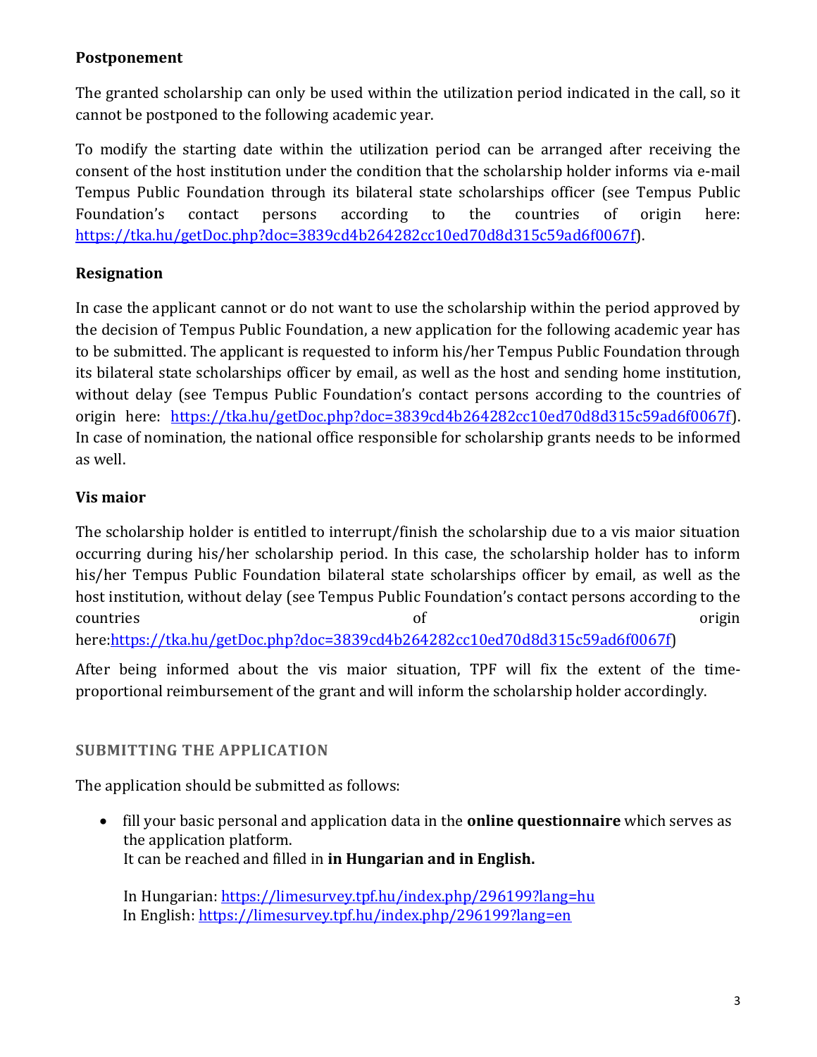**Postponement**

The granted scholarship can only be used within the utilization period indicated in the call, so it cannot be postponed to the following academic year.

To modify the starting date within the utilization period can be arranged after receiving the consent of the host institution under the condition that the scholarship holder informs via e-mail Tempus Public Foundation through its bilateral state scholarships officer (see Tempus Public Foundation's contact persons according to the countries of origin here: [https://tka.hu/getDoc.php?doc=3839cd4b264282cc10ed70d8d315c59ad6f0067f](https://tka.hu/getDoc.php?doc=3839cd4b264282cc10ed70d8d315c59ad6f0067f)).

**Resignation**

In case the applicant cannot or do not want to use the scholarship within the period approved by the decision of Tempus Public Foundation, a new application for the following academic year has to be submitted. The applicant is requested to inform his/her Tempus Public Foundation through its bilateral state scholarships officer by email, as well as the host and sending home institution, without delay (see Tempus Public Foundation's contact persons according to the countries of origin here: [https://tka.hu/getDoc.php?doc=3839cd4b264282cc10ed70d8d315c59ad6f0067f](https://tka.hu/getDoc.php?doc=3839cd4b264282cc10ed70d8d315c59ad6f0067f)). In case of nomination, the national office responsible for scholarship grants needs to be informed as well.

**Vis maior**

The scholarship holder is entitled to interrupt/finish the scholarship due to a vis maior situation occurring during his/her scholarship period. In this case, the scholarship holder has to inform his/her Tempus Public Foundation bilateral state scholarships officer by email, as well as the host institution, without delay (see Tempus Public Foundation's contact persons according to the countries of origin here:[https://tka.hu/getDoc.php?doc=3839cd4b264282cc10ed70d8d315c59ad6f0067f](https://tka.hu/getDoc.php?doc=3839cd4b264282cc10ed70d8d315c59ad6f0067f))

After being informed about the vis maior situation, TPF will fix the extent of the time-proportional reimbursement of the grant and will inform the scholarship holder accordingly.

## SUBMITTING THE APPLICATION

The application should be submitted as follows:

- fill your basic personal and application data in the **online questionnaire** which serves as the application platform.
  It can be reached and filled in **in Hungarian and in English.**

  In Hungarian: [https://limesurvey.tpf.hu/index.php/296199?lang=hu](https://limesurvey.tpf.hu/index.php/296199?lang=hu)
  In English: [https://limesurvey.tpf.hu/index.php/296199?lang=en](https://limesurvey.tpf.hu/index.php/296199?lang=en)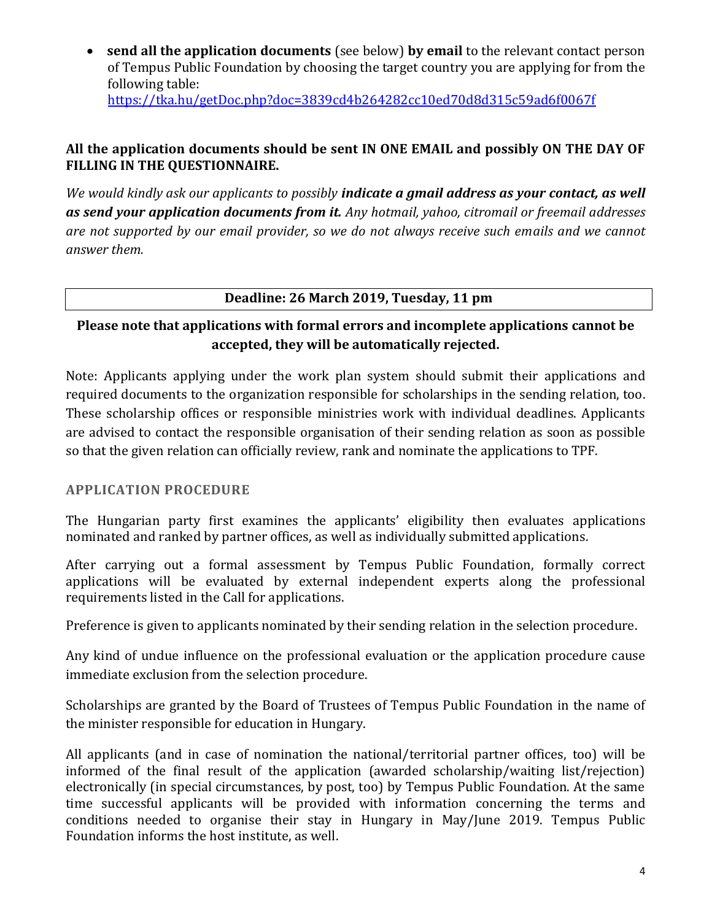- **send all the application documents** (see below) **by email** to the relevant contact person of Tempus Public Foundation by choosing the target country you are applying for from the following table: https://tka.hu/getDoc.php?doc=3839cd4b264282cc10ed70d8d315c59ad6f0067f

**All the application documents should be sent IN ONE EMAIL and possibly ON THE DAY OF FILLING IN THE QUESTIONNAIRE.**

*We would kindly ask our applicants to possibly* ***indicate a gmail address as your contact, as well as send your application documents from it.*** *Any hotmail, yahoo, citromail or freemail addresses are not supported by our email provider, so we do not always receive such emails and we cannot answer them.*

| **Deadline: 26 March 2019, Tuesday, 11 pm** |
| --- |

**Please note that applications with formal errors and incomplete applications cannot be accepted, they will be automatically rejected.**

Note: Applicants applying under the work plan system should submit their applications and required documents to the organization responsible for scholarships in the sending relation, too. These scholarship offices or responsible ministries work with individual deadlines. Applicants are advised to contact the responsible organisation of their sending relation as soon as possible so that the given relation can officially review, rank and nominate the applications to TPF.

## APPLICATION PROCEDURE

The Hungarian party first examines the applicants' eligibility then evaluates applications nominated and ranked by partner offices, as well as individually submitted applications.

After carrying out a formal assessment by Tempus Public Foundation, formally correct applications will be evaluated by external independent experts along the professional requirements listed in the Call for applications.

Preference is given to applicants nominated by their sending relation in the selection procedure.

Any kind of undue influence on the professional evaluation or the application procedure cause immediate exclusion from the selection procedure.

Scholarships are granted by the Board of Trustees of Tempus Public Foundation in the name of the minister responsible for education in Hungary.

All applicants (and in case of nomination the national/territorial partner offices, too) will be informed of the final result of the application (awarded scholarship/waiting list/rejection) electronically (in special circumstances, by post, too) by Tempus Public Foundation. At the same time successful applicants will be provided with information concerning the terms and conditions needed to organise their stay in Hungary in May/June 2019. Tempus Public Foundation informs the host institute, as well.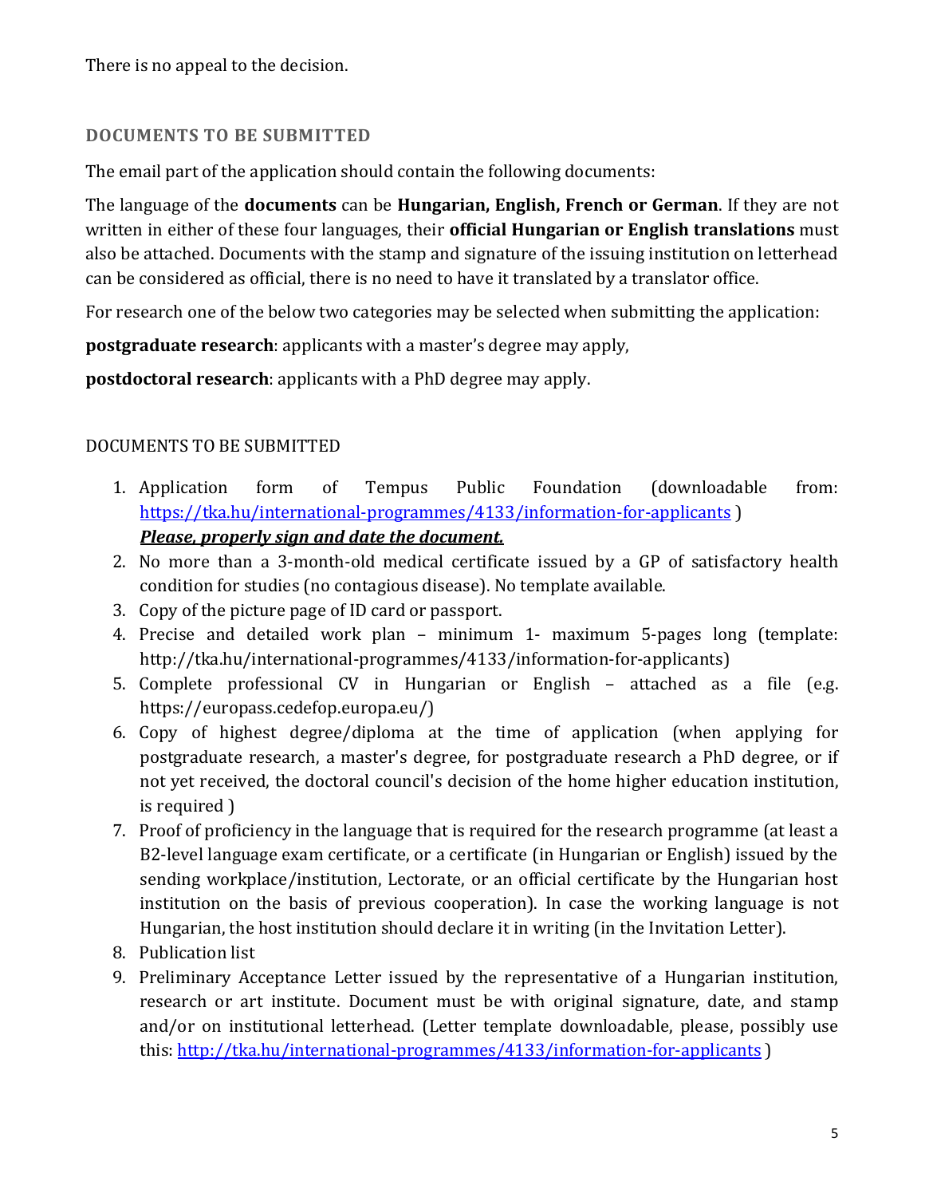There is no appeal to the decision.

## DOCUMENTS TO BE SUBMITTED

The email part of the application should contain the following documents:

The language of the **documents** can be **Hungarian, English, French or German**. If they are not written in either of these four languages, their **official Hungarian or English translations** must also be attached. Documents with the stamp and signature of the issuing institution on letterhead can be considered as official, there is no need to have it translated by a translator office.

For research one of the below two categories may be selected when submitting the application:

**postgraduate research**: applicants with a master's degree may apply,

**postdoctoral research**: applicants with a PhD degree may apply.

DOCUMENTS TO BE SUBMITTED

1. Application form of Tempus Public Foundation (downloadable from: https://tka.hu/international-programmes/4133/information-for-applicants ) ***Please, properly sign and date the document.***
2. No more than a 3-month-old medical certificate issued by a GP of satisfactory health condition for studies (no contagious disease). No template available.
3. Copy of the picture page of ID card or passport.
4. Precise and detailed work plan – minimum 1- maximum 5-pages long (template: http://tka.hu/international-programmes/4133/information-for-applicants)
5. Complete professional CV in Hungarian or English – attached as a file (e.g. https://europass.cedefop.europa.eu/)
6. Copy of highest degree/diploma at the time of application (when applying for postgraduate research, a master's degree, for postgraduate research a PhD degree, or if not yet received, the doctoral council's decision of the home higher education institution, is required )
7. Proof of proficiency in the language that is required for the research programme (at least a B2-level language exam certificate, or a certificate (in Hungarian or English) issued by the sending workplace/institution, Lectorate, or an official certificate by the Hungarian host institution on the basis of previous cooperation). In case the working language is not Hungarian, the host institution should declare it in writing (in the Invitation Letter).
8. Publication list
9. Preliminary Acceptance Letter issued by the representative of a Hungarian institution, research or art institute. Document must be with original signature, date, and stamp and/or on institutional letterhead. (Letter template downloadable, please, possibly use this: http://tka.hu/international-programmes/4133/information-for-applicants )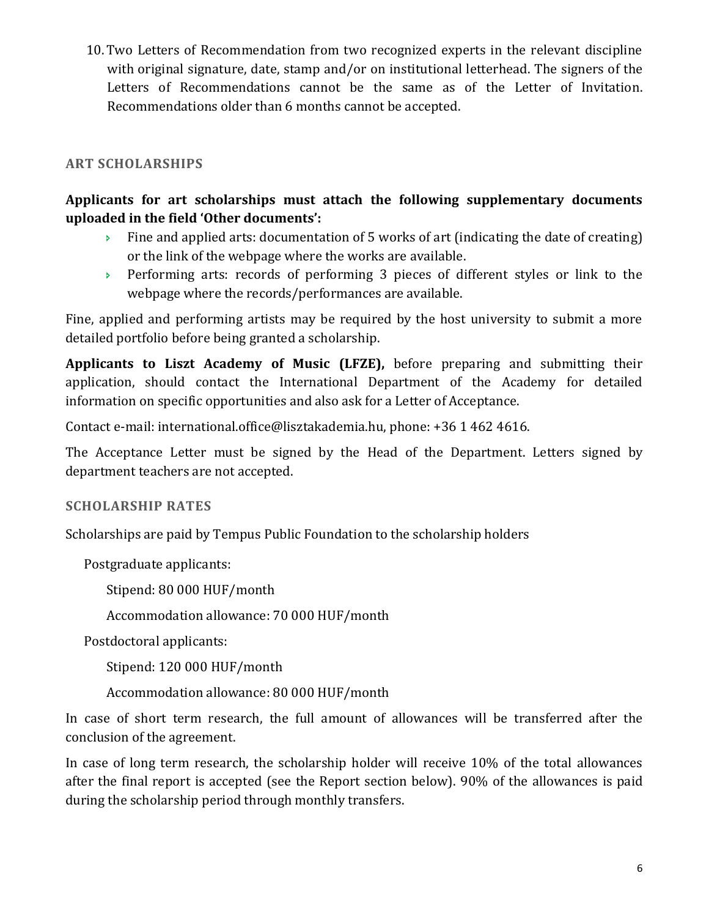10. Two Letters of Recommendation from two recognized experts in the relevant discipline with original signature, date, stamp and/or on institutional letterhead. The signers of the Letters of Recommendations cannot be the same as of the Letter of Invitation. Recommendations older than 6 months cannot be accepted.

## ART SCHOLARSHIPS

**Applicants for art scholarships must attach the following supplementary documents uploaded in the field 'Other documents':**

- Fine and applied arts: documentation of 5 works of art (indicating the date of creating) or the link of the webpage where the works are available.
- Performing arts: records of performing 3 pieces of different styles or link to the webpage where the records/performances are available.

Fine, applied and performing artists may be required by the host university to submit a more detailed portfolio before being granted a scholarship.

**Applicants to Liszt Academy of Music (LFZE),** before preparing and submitting their application, should contact the International Department of the Academy for detailed information on specific opportunities and also ask for a Letter of Acceptance.

Contact e-mail: international.office@lisztakademia.hu, phone: +36 1 462 4616.

The Acceptance Letter must be signed by the Head of the Department. Letters signed by department teachers are not accepted.

## SCHOLARSHIP RATES

Scholarships are paid by Tempus Public Foundation to the scholarship holders

Postgraduate applicants:

Stipend: 80 000 HUF/month

Accommodation allowance: 70 000 HUF/month

Postdoctoral applicants:

Stipend: 120 000 HUF/month

Accommodation allowance: 80 000 HUF/month

In case of short term research, the full amount of allowances will be transferred after the conclusion of the agreement.

In case of long term research, the scholarship holder will receive 10% of the total allowances after the final report is accepted (see the Report section below). 90% of the allowances is paid during the scholarship period through monthly transfers.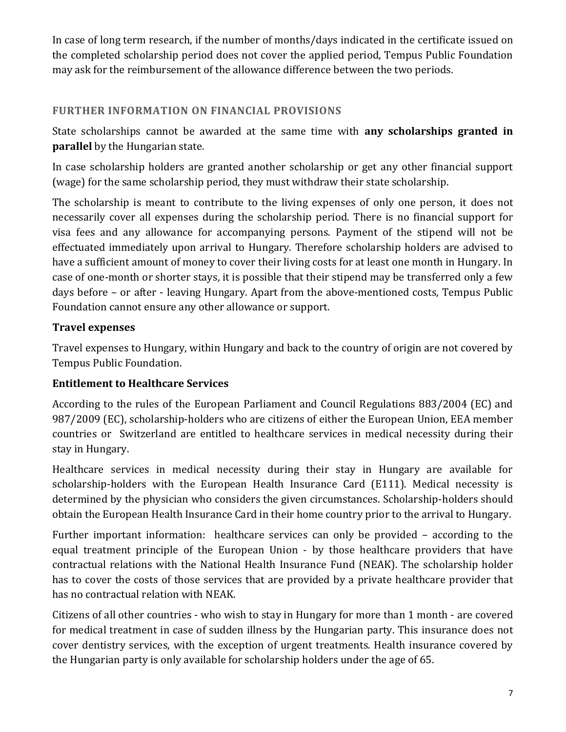In case of long term research, if the number of months/days indicated in the certificate issued on the completed scholarship period does not cover the applied period, Tempus Public Foundation may ask for the reimbursement of the allowance difference between the two periods.

## FURTHER INFORMATION ON FINANCIAL PROVISIONS

State scholarships cannot be awarded at the same time with **any scholarships granted in parallel** by the Hungarian state.

In case scholarship holders are granted another scholarship or get any other financial support (wage) for the same scholarship period, they must withdraw their state scholarship.

The scholarship is meant to contribute to the living expenses of only one person, it does not necessarily cover all expenses during the scholarship period. There is no financial support for visa fees and any allowance for accompanying persons. Payment of the stipend will not be effectuated immediately upon arrival to Hungary. Therefore scholarship holders are advised to have a sufficient amount of money to cover their living costs for at least one month in Hungary. In case of one-month or shorter stays, it is possible that their stipend may be transferred only a few days before – or after - leaving Hungary. Apart from the above-mentioned costs, Tempus Public Foundation cannot ensure any other allowance or support.

### Travel expenses

Travel expenses to Hungary, within Hungary and back to the country of origin are not covered by Tempus Public Foundation.

### Entitlement to Healthcare Services

According to the rules of the European Parliament and Council Regulations 883/2004 (EC) and 987/2009 (EC), scholarship-holders who are citizens of either the European Union, EEA member countries or Switzerland are entitled to healthcare services in medical necessity during their stay in Hungary.

Healthcare services in medical necessity during their stay in Hungary are available for scholarship-holders with the European Health Insurance Card (E111). Medical necessity is determined by the physician who considers the given circumstances. Scholarship-holders should obtain the European Health Insurance Card in their home country prior to the arrival to Hungary.

Further important information: healthcare services can only be provided – according to the equal treatment principle of the European Union - by those healthcare providers that have contractual relations with the National Health Insurance Fund (NEAK). The scholarship holder has to cover the costs of those services that are provided by a private healthcare provider that has no contractual relation with NEAK.

Citizens of all other countries - who wish to stay in Hungary for more than 1 month - are covered for medical treatment in case of sudden illness by the Hungarian party. This insurance does not cover dentistry services, with the exception of urgent treatments. Health insurance covered by the Hungarian party is only available for scholarship holders under the age of 65.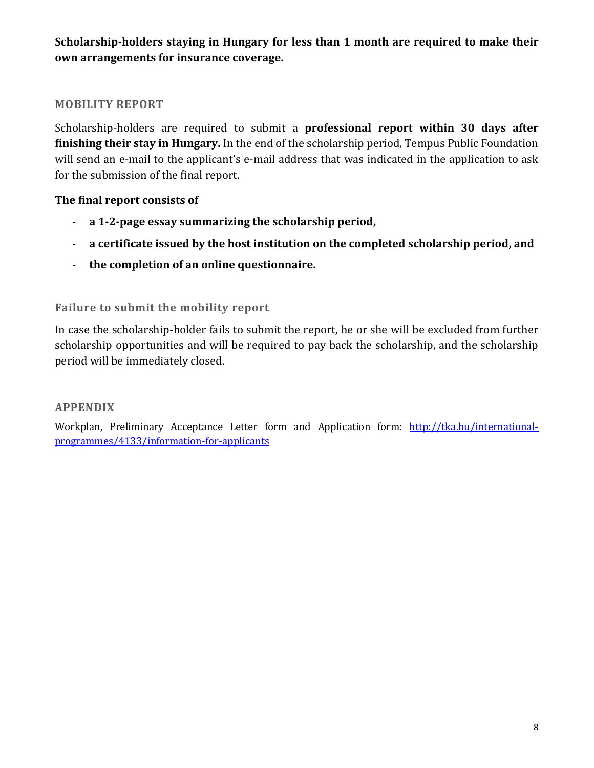**Scholarship-holders staying in Hungary for less than 1 month are required to make their own arrangements for insurance coverage.**

## MOBILITY REPORT

Scholarship-holders are required to submit a **professional report within 30 days after finishing their stay in Hungary.** In the end of the scholarship period, Tempus Public Foundation will send an e-mail to the applicant's e-mail address that was indicated in the application to ask for the submission of the final report.

**The final report consists of**

- **a 1-2-page essay summarizing the scholarship period,**
- **a certificate issued by the host institution on the completed scholarship period, and**
- **the completion of an online questionnaire.**

### Failure to submit the mobility report

In case the scholarship-holder fails to submit the report, he or she will be excluded from further scholarship opportunities and will be required to pay back the scholarship, and the scholarship period will be immediately closed.

## APPENDIX

Workplan, Preliminary Acceptance Letter form and Application form: [http://tka.hu/international-programmes/4133/information-for-applicants](http://tka.hu/international-programmes/4133/information-for-applicants)